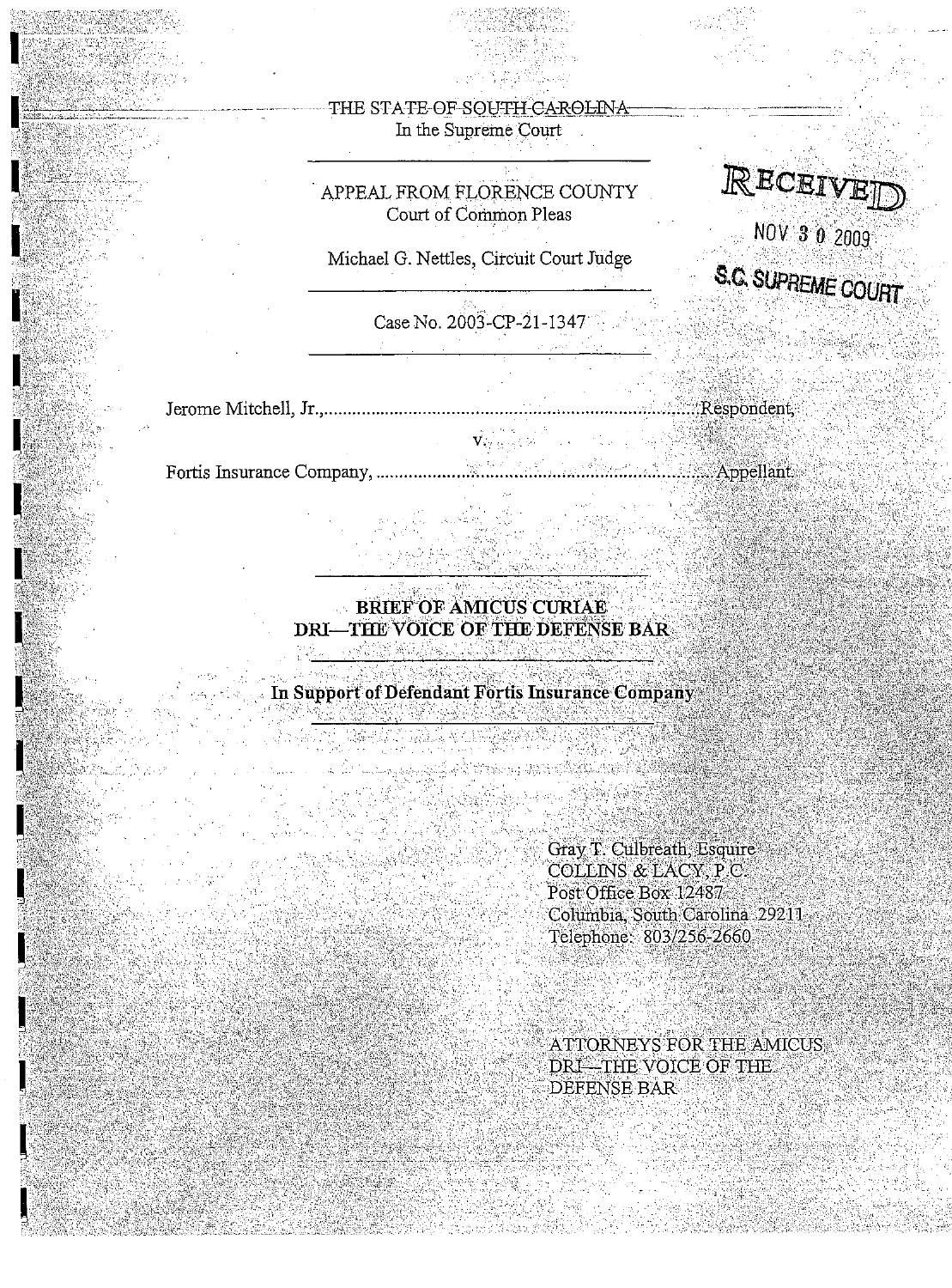THE STATE OF SOUTH CAROLINA
In the Supreme Court

---

APPEAL FROM FLORENCE COUNTY
Court of Common Pleas

Michael G. Nettles, Circuit Court Judge

---

Case No. 2003-CP-21-1347

---

RECEIVED
NOV 30 2009
S.C. SUPREME COURT

Jerome Mitchell, Jr.,..............................................................................Respondent,

v.

Fortis Insurance Company, ....................................................................Appellant.

---

**BRIEF OF AMICUS CURIAE**
**DRI—THE VOICE OF THE DEFENSE BAR**

---

**In Support of Defendant Fortis Insurance Company**

---

Gray T. Culbreath, Esquire
COLLINS & LACY, P.C.
Post Office Box 12487
Columbia, South Carolina 29211
Telephone: 803/256-2660

ATTORNEYS FOR THE AMICUS
DRI—THE VOICE OF THE
DEFENSE BAR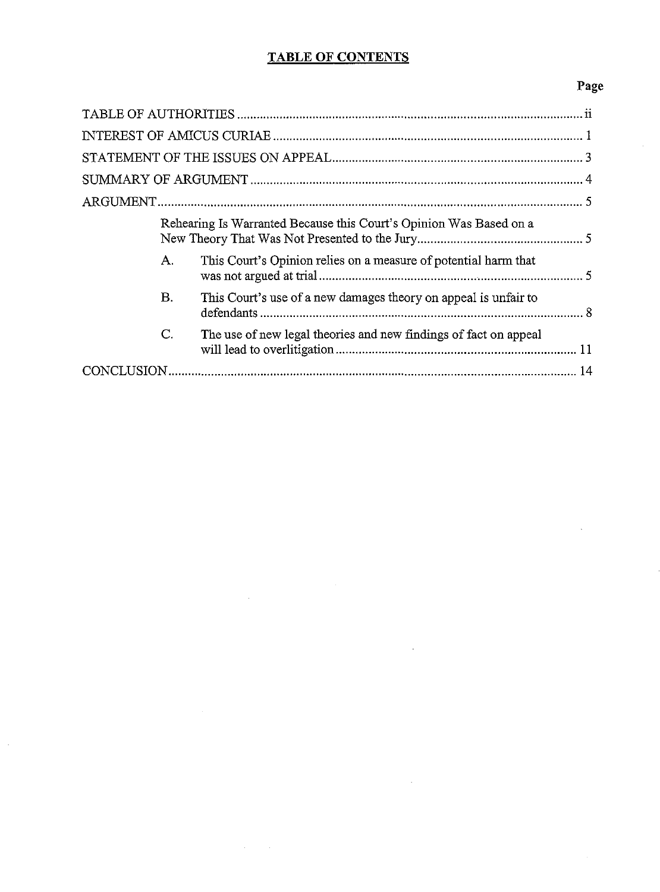# TABLE OF CONTENTS

| | Page |
|---|---|
| TABLE OF AUTHORITIES | ii |
| INTEREST OF AMICUS CURIAE | 1 |
| STATEMENT OF THE ISSUES ON APPEAL | 3 |
| SUMMARY OF ARGUMENT | 4 |
| ARGUMENT | 5 |
| Rehearing Is Warranted Because this Court's Opinion Was Based on a New Theory That Was Not Presented to the Jury | 5 |
| A. This Court's Opinion relies on a measure of potential harm that was not argued at trial | 5 |
| B. This Court's use of a new damages theory on appeal is unfair to defendants | 8 |
| C. The use of new legal theories and new findings of fact on appeal will lead to overlitigation | 11 |
| CONCLUSION | 14 |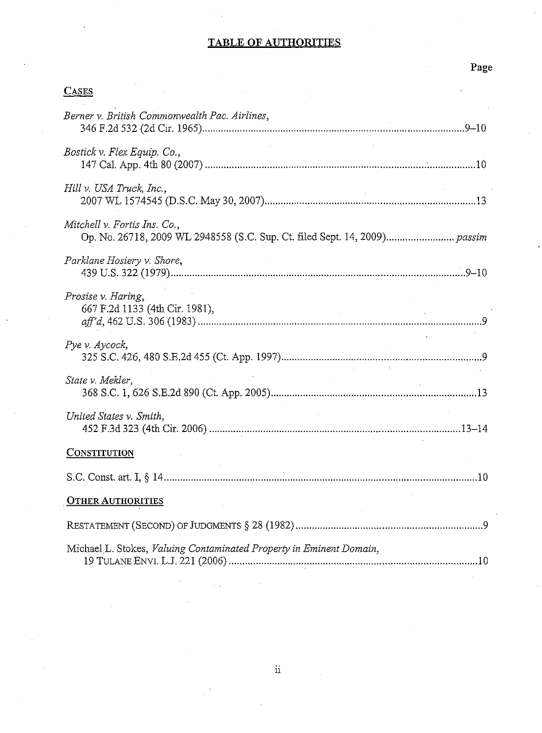# TABLE OF AUTHORITIES

**Page**

**CASES**

*Berner v. British Commonwealth Pac. Airlines*,
346 F.2d 532 (2d Cir. 1965) ........ 9–10

*Bostick v. Flex Equip. Co.*,
147 Cal. App. 4th 80 (2007) ........ 10

*Hill v. USA Truck, Inc.*,
2007 WL 1574545 (D.S.C. May 30, 2007) ........ 13

*Mitchell v. Fortis Ins. Co.*,
Op. No. 26718, 2009 WL 2948558 (S.C. Sup. Ct. filed Sept. 14, 2009) ........ *passim*

*Parklane Hosiery v. Shore*,
439 U.S. 322 (1979) ........ 9–10

*Prosise v. Haring*,
667 F.2d 1133 (4th Cir. 1981),
*aff'd*, 462 U.S. 306 (1983) ........ 9

*Pye v. Aycock*,
325 S.C. 426, 480 S.E.2d 455 (Ct. App. 1997) ........ 9

*State v. Mekler*,
368 S.C. 1, 626 S.E.2d 890 (Ct. App. 2005) ........ 13

*United States v. Smith*,
452 F.3d 323 (4th Cir. 2006) ........ 13–14

**CONSTITUTION**

S.C. Const. art. I, § 14 ........ 10

**OTHER AUTHORITIES**

RESTATEMENT (SECOND) OF JUDGMENTS § 28 (1982) ........ 9

Michael L. Stokes, *Valuing Contaminated Property in Eminent Domain*,
19 TULANE ENVT. L.J. 221 (2006) ........ 10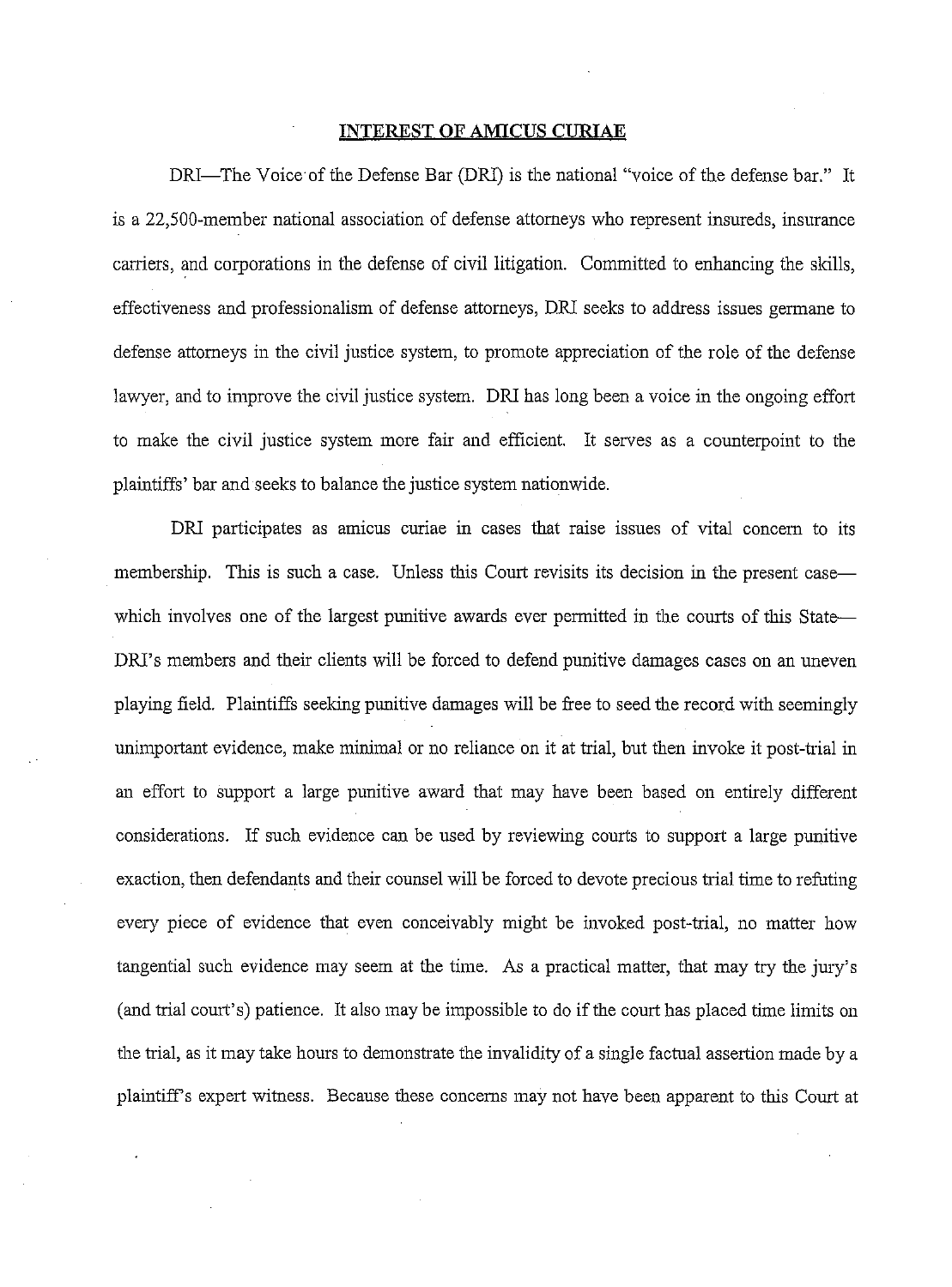## INTEREST OF AMICUS CURIAE

DRI—The Voice of the Defense Bar (DRI) is the national "voice of the defense bar." It is a 22,500-member national association of defense attorneys who represent insureds, insurance carriers, and corporations in the defense of civil litigation. Committed to enhancing the skills, effectiveness and professionalism of defense attorneys, DRI seeks to address issues germane to defense attorneys in the civil justice system, to promote appreciation of the role of the defense lawyer, and to improve the civil justice system. DRI has long been a voice in the ongoing effort to make the civil justice system more fair and efficient. It serves as a counterpoint to the plaintiffs' bar and seeks to balance the justice system nationwide.

DRI participates as amicus curiae in cases that raise issues of vital concern to its membership. This is such a case. Unless this Court revisits its decision in the present case—which involves one of the largest punitive awards ever permitted in the courts of this State—DRI's members and their clients will be forced to defend punitive damages cases on an uneven playing field. Plaintiffs seeking punitive damages will be free to seed the record with seemingly unimportant evidence, make minimal or no reliance on it at trial, but then invoke it post-trial in an effort to support a large punitive award that may have been based on entirely different considerations. If such evidence can be used by reviewing courts to support a large punitive exaction, then defendants and their counsel will be forced to devote precious trial time to refuting every piece of evidence that even conceivably might be invoked post-trial, no matter how tangential such evidence may seem at the time. As a practical matter, that may try the jury's (and trial court's) patience. It also may be impossible to do if the court has placed time limits on the trial, as it may take hours to demonstrate the invalidity of a single factual assertion made by a plaintiff's expert witness. Because these concerns may not have been apparent to this Court at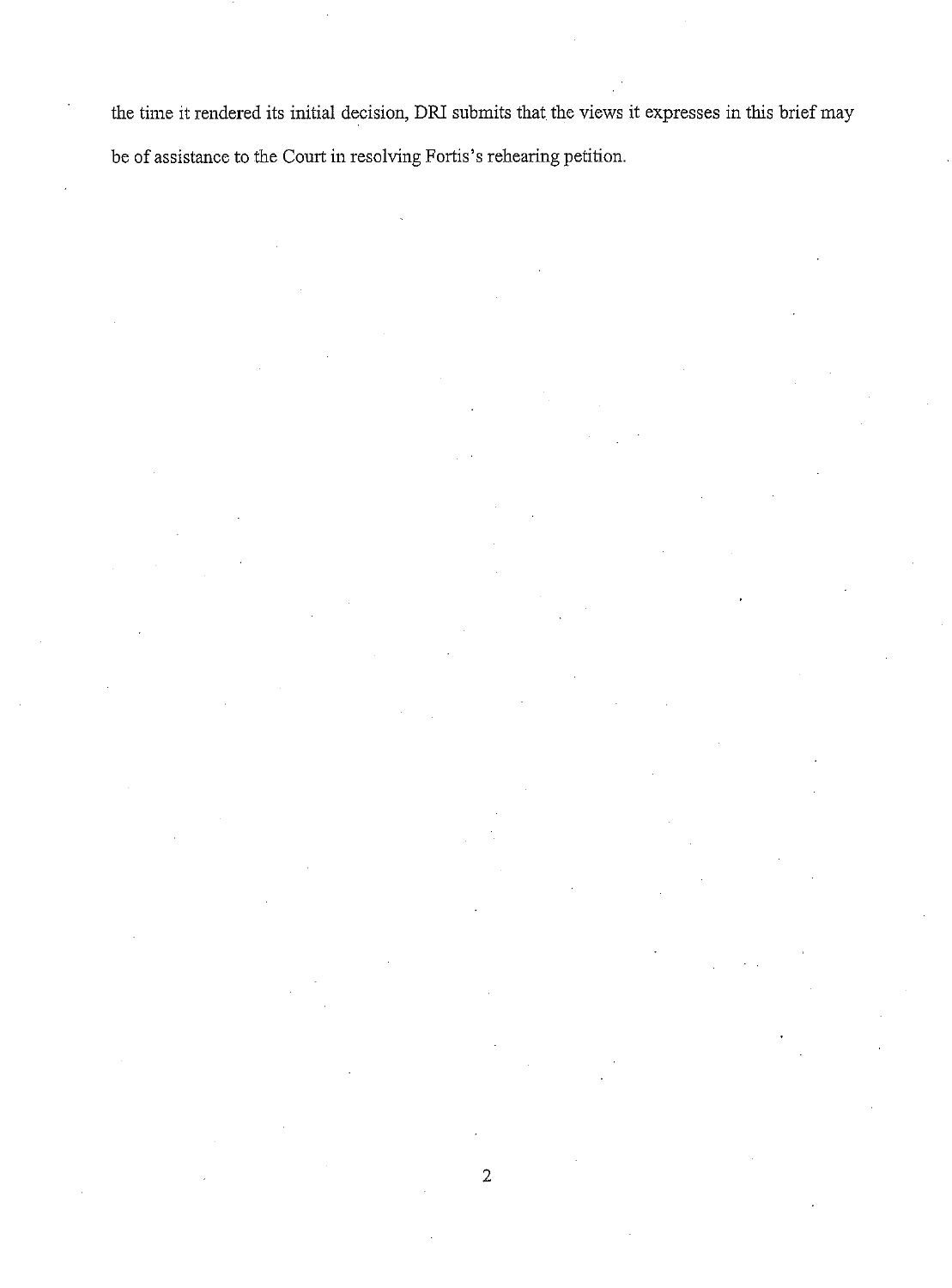the time it rendered its initial decision, DRI submits that the views it expresses in this brief may be of assistance to the Court in resolving Fortis's rehearing petition.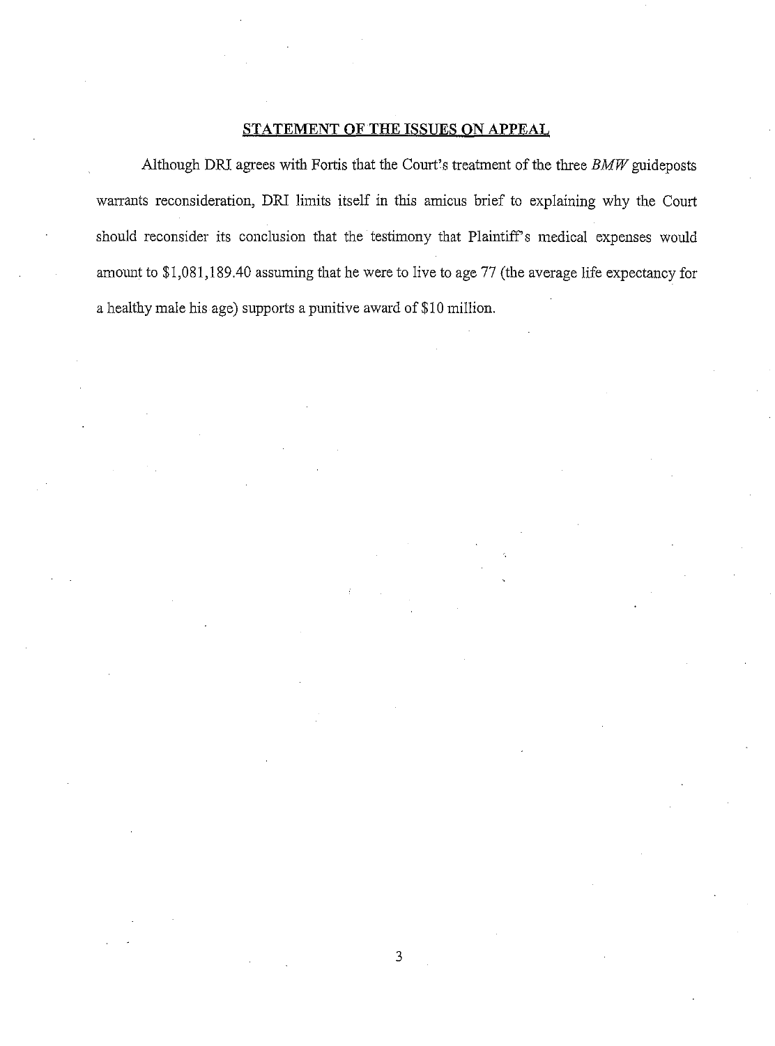## STATEMENT OF THE ISSUES ON APPEAL

Although DRI agrees with Fortis that the Court's treatment of the three *BMW* guideposts warrants reconsideration, DRI limits itself in this amicus brief to explaining why the Court should reconsider its conclusion that the testimony that Plaintiff's medical expenses would amount to $1,081,189.40 assuming that he were to live to age 77 (the average life expectancy for a healthy male his age) supports a punitive award of $10 million.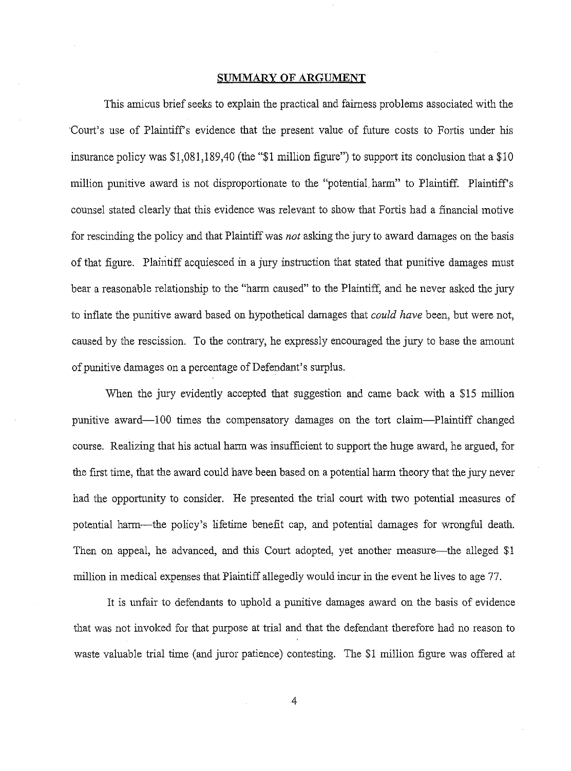## SUMMARY OF ARGUMENT

This amicus brief seeks to explain the practical and fairness problems associated with the Court's use of Plaintiff's evidence that the present value of future costs to Fortis under his insurance policy was $1,081,189,40 (the "$1 million figure") to support its conclusion that a $10 million punitive award is not disproportionate to the "potential harm" to Plaintiff. Plaintiff's counsel stated clearly that this evidence was relevant to show that Fortis had a financial motive for rescinding the policy and that Plaintiff was *not* asking the jury to award damages on the basis of that figure. Plaintiff acquiesced in a jury instruction that stated that punitive damages must bear a reasonable relationship to the "harm caused" to the Plaintiff, and he never asked the jury to inflate the punitive award based on hypothetical damages that *could have* been, but were not, caused by the rescission. To the contrary, he expressly encouraged the jury to base the amount of punitive damages on a percentage of Defendant's surplus.

When the jury evidently accepted that suggestion and came back with a $15 million punitive award—100 times the compensatory damages on the tort claim—Plaintiff changed course. Realizing that his actual harm was insufficient to support the huge award, he argued, for the first time, that the award could have been based on a potential harm theory that the jury never had the opportunity to consider. He presented the trial court with two potential measures of potential harm—the policy's lifetime benefit cap, and potential damages for wrongful death. Then on appeal, he advanced, and this Court adopted, yet another measure—the alleged $1 million in medical expenses that Plaintiff allegedly would incur in the event he lives to age 77.

It is unfair to defendants to uphold a punitive damages award on the basis of evidence that was not invoked for that purpose at trial and that the defendant therefore had no reason to waste valuable trial time (and juror patience) contesting. The $1 million figure was offered at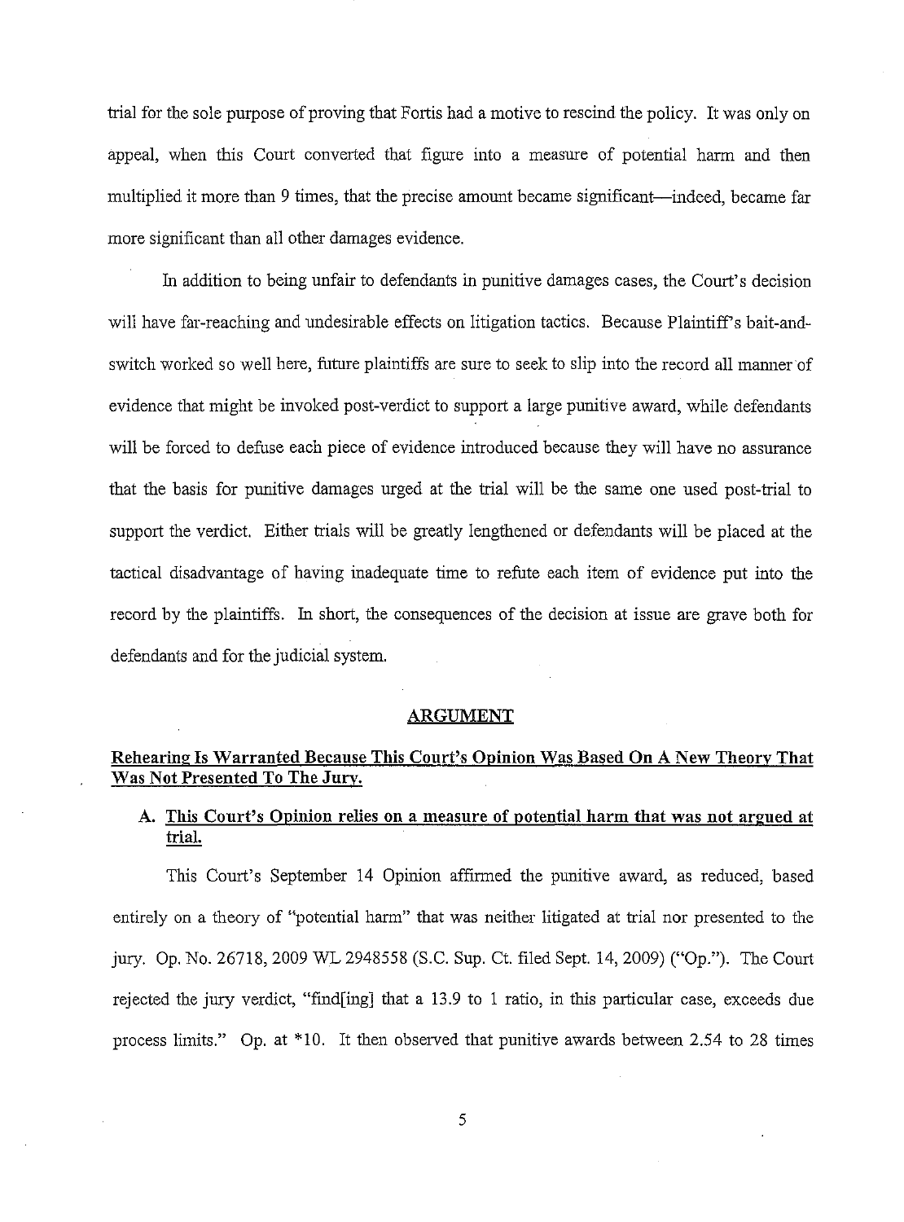trial for the sole purpose of proving that Fortis had a motive to rescind the policy. It was only on appeal, when this Court converted that figure into a measure of potential harm and then multiplied it more than 9 times, that the precise amount became significant—indeed, became far more significant than all other damages evidence.

In addition to being unfair to defendants in punitive damages cases, the Court's decision will have far-reaching and undesirable effects on litigation tactics. Because Plaintiff's bait-and-switch worked so well here, future plaintiffs are sure to seek to slip into the record all manner of evidence that might be invoked post-verdict to support a large punitive award, while defendants will be forced to defuse each piece of evidence introduced because they will have no assurance that the basis for punitive damages urged at the trial will be the same one used post-trial to support the verdict. Either trials will be greatly lengthened or defendants will be placed at the tactical disadvantage of having inadequate time to refute each item of evidence put into the record by the plaintiffs. In short, the consequences of the decision at issue are grave both for defendants and for the judicial system.

## ARGUMENT

### Rehearing Is Warranted Because This Court's Opinion Was Based On A New Theory That Was Not Presented To The Jury.

#### A. This Court's Opinion relies on a measure of potential harm that was not argued at trial.

This Court's September 14 Opinion affirmed the punitive award, as reduced, based entirely on a theory of "potential harm" that was neither litigated at trial nor presented to the jury. Op. No. 26718, 2009 WL 2948558 (S.C. Sup. Ct. filed Sept. 14, 2009) ("Op."). The Court rejected the jury verdict, "find[ing] that a 13.9 to 1 ratio, in this particular case, exceeds due process limits." Op. at *10. It then observed that punitive awards between 2.54 to 28 times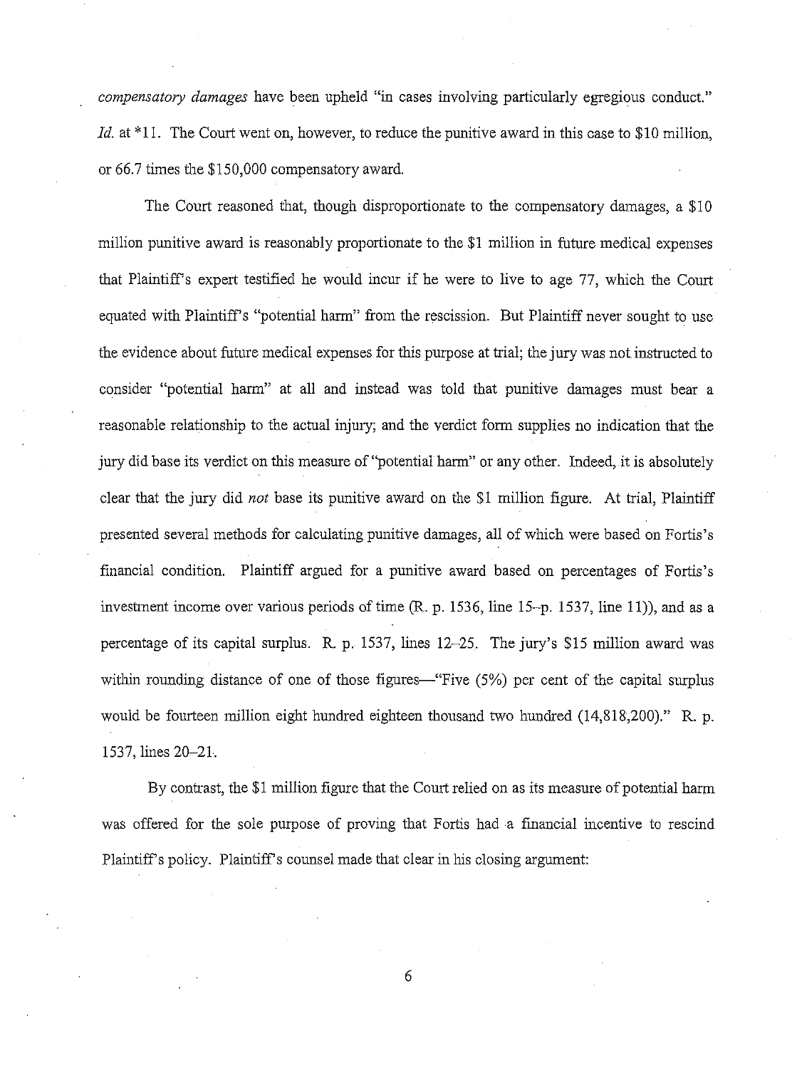*compensatory damages* have been upheld "in cases involving particularly egregious conduct." *Id.* at *11. The Court went on, however, to reduce the punitive award in this case to $10 million, or 66.7 times the $150,000 compensatory award.

The Court reasoned that, though disproportionate to the compensatory damages, a $10 million punitive award is reasonably proportionate to the $1 million in future medical expenses that Plaintiff's expert testified he would incur if he were to live to age 77, which the Court equated with Plaintiff's "potential harm" from the rescission. But Plaintiff never sought to use the evidence about future medical expenses for this purpose at trial; the jury was not instructed to consider "potential harm" at all and instead was told that punitive damages must bear a reasonable relationship to the actual injury; and the verdict form supplies no indication that the jury did base its verdict on this measure of "potential harm" or any other. Indeed, it is absolutely clear that the jury did *not* base its punitive award on the $1 million figure. At trial, Plaintiff presented several methods for calculating punitive damages, all of which were based on Fortis's financial condition. Plaintiff argued for a punitive award based on percentages of Fortis's investment income over various periods of time (R. p. 1536, line 15–p. 1537, line 11)), and as a percentage of its capital surplus. R. p. 1537, lines 12–25. The jury's $15 million award was within rounding distance of one of those figures—"Five (5%) per cent of the capital surplus would be fourteen million eight hundred eighteen thousand two hundred (14,818,200)." R. p. 1537, lines 20–21.

By contrast, the $1 million figure that the Court relied on as its measure of potential harm was offered for the sole purpose of proving that Fortis had a financial incentive to rescind Plaintiff's policy. Plaintiff's counsel made that clear in his closing argument: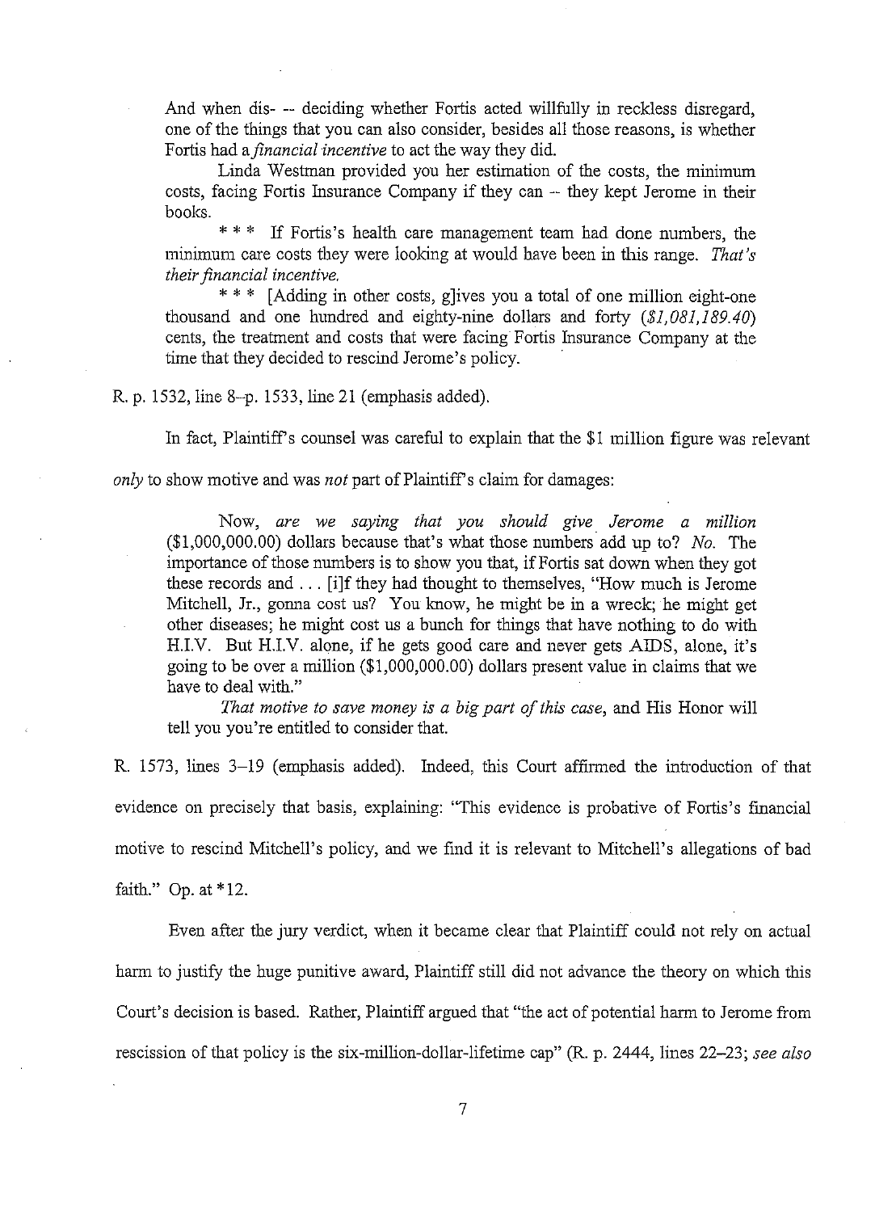> And when dis- -- deciding whether Fortis acted willfully in reckless disregard, one of the things that you can also consider, besides all those reasons, is whether Fortis had a *financial incentive* to act the way they did.
>
> Linda Westman provided you her estimation of the costs, the minimum costs, facing Fortis Insurance Company if they can -- they kept Jerome in their books.
>
> * * * If Fortis's health care management team had done numbers, the minimum care costs they were looking at would have been in this range. *That's their financial incentive.*
>
> * * * [Adding in other costs, g]ives you a total of one million eight-one thousand and one hundred and eighty-nine dollars and forty (*$1,081,189.40*) cents, the treatment and costs that were facing Fortis Insurance Company at the time that they decided to rescind Jerome's policy.

R. p. 1532, line 8–p. 1533, line 21 (emphasis added).

In fact, Plaintiff's counsel was careful to explain that the $1 million figure was relevant *only* to show motive and was *not* part of Plaintiff's claim for damages:

> Now, *are we saying that you should give Jerome a million* ($1,000,000.00) dollars because that's what those numbers add up to? *No.* The importance of those numbers is to show you that, if Fortis sat down when they got these records and . . . [i]f they had thought to themselves, "How much is Jerome Mitchell, Jr., gonna cost us? You know, he might be in a wreck; he might get other diseases; he might cost us a bunch for things that have nothing to do with H.I.V. But H.I.V. alone, if he gets good care and never gets AIDS, alone, it's going to be over a million ($1,000,000.00) dollars present value in claims that we have to deal with."
>
> *That motive to save money is a big part of this case*, and His Honor will tell you you're entitled to consider that.

R. 1573, lines 3–19 (emphasis added). Indeed, this Court affirmed the introduction of that evidence on precisely that basis, explaining: "This evidence is probative of Fortis's financial motive to rescind Mitchell's policy, and we find it is relevant to Mitchell's allegations of bad faith." Op. at *12.

Even after the jury verdict, when it became clear that Plaintiff could not rely on actual harm to justify the huge punitive award, Plaintiff still did not advance the theory on which this Court's decision is based. Rather, Plaintiff argued that "the act of potential harm to Jerome from rescission of that policy is the six-million-dollar-lifetime cap" (R. p. 2444, lines 22–23; *see also*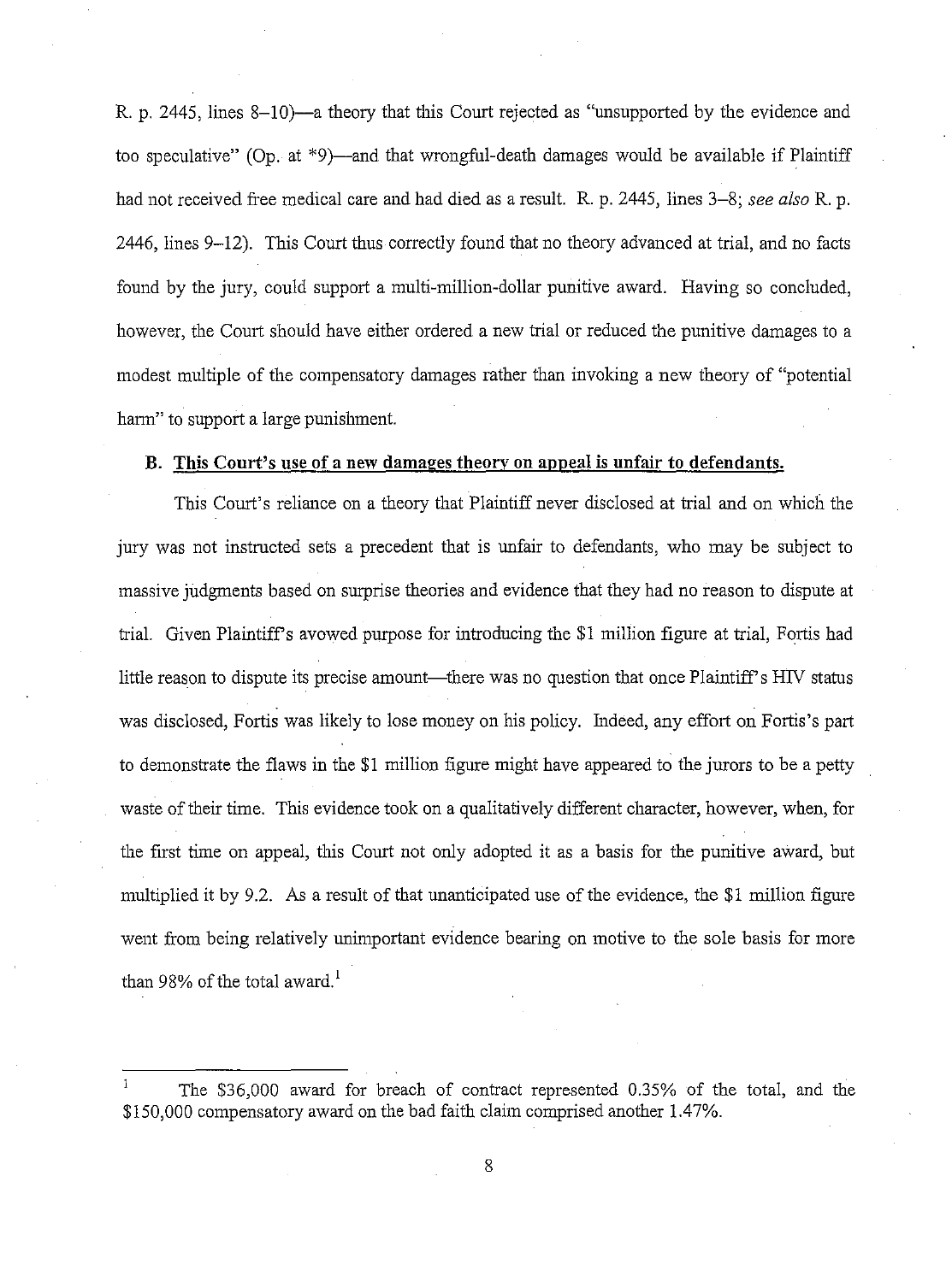R. p. 2445, lines 8–10)—a theory that this Court rejected as "unsupported by the evidence and too speculative" (Op. at *9)—and that wrongful-death damages would be available if Plaintiff had not received free medical care and had died as a result. R. p. 2445, lines 3–8; *see also* R. p. 2446, lines 9–12). This Court thus correctly found that no theory advanced at trial, and no facts found by the jury, could support a multi-million-dollar punitive award. Having so concluded, however, the Court should have either ordered a new trial or reduced the punitive damages to a modest multiple of the compensatory damages rather than invoking a new theory of "potential harm" to support a large punishment.

### B. <u>This Court's use of a new damages theory on appeal is unfair to defendants.</u>

This Court's reliance on a theory that Plaintiff never disclosed at trial and on which the jury was not instructed sets a precedent that is unfair to defendants, who may be subject to massive judgments based on surprise theories and evidence that they had no reason to dispute at trial. Given Plaintiff's avowed purpose for introducing the $1 million figure at trial, Fortis had little reason to dispute its precise amount—there was no question that once Plaintiff's HIV status was disclosed, Fortis was likely to lose money on his policy. Indeed, any effort on Fortis's part to demonstrate the flaws in the $1 million figure might have appeared to the jurors to be a petty waste of their time. This evidence took on a qualitatively different character, however, when, for the first time on appeal, this Court not only adopted it as a basis for the punitive award, but multiplied it by 9.2. As a result of that unanticipated use of the evidence, the $1 million figure went from being relatively unimportant evidence bearing on motive to the sole basis for more than 98% of the total award.[1]

---

[1] The $36,000 award for breach of contract represented 0.35% of the total, and the $150,000 compensatory award on the bad faith claim comprised another 1.47%.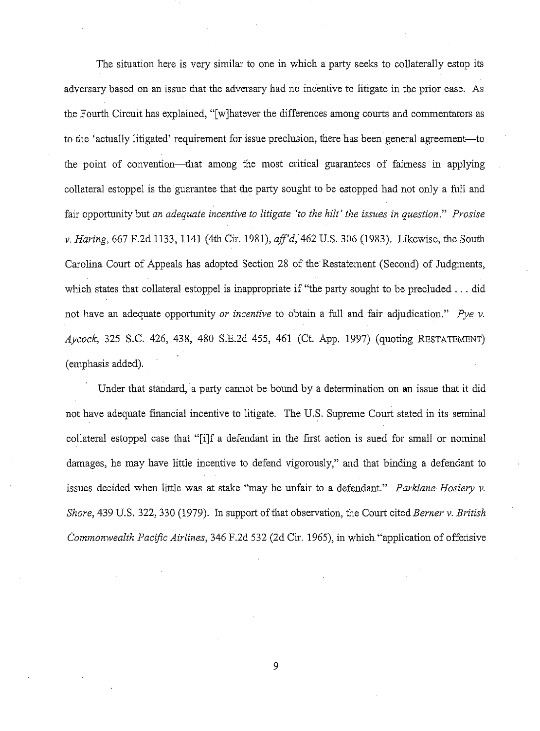The situation here is very similar to one in which a party seeks to collaterally estop its adversary based on an issue that the adversary had no incentive to litigate in the prior case. As the Fourth Circuit has explained, "[w]hatever the differences among courts and commentators as to the 'actually litigated' requirement for issue preclusion, there has been general agreement—to the point of convention—that among the most critical guarantees of fairness in applying collateral estoppel is the guarantee that the party sought to be estopped had not only a full and fair opportunity but *an adequate incentive to litigate 'to the hilt' the issues in question*." *Prosise v. Haring*, 667 F.2d 1133, 1141 (4th Cir. 1981), *aff'd*, 462 U.S. 306 (1983). Likewise, the South Carolina Court of Appeals has adopted Section 28 of the Restatement (Second) of Judgments, which states that collateral estoppel is inappropriate if "the party sought to be precluded . . . did not have an adequate opportunity *or incentive* to obtain a full and fair adjudication." *Pye v. Aycock*, 325 S.C. 426, 438, 480 S.E.2d 455, 461 (Ct. App. 1997) (quoting RESTATEMENT) (emphasis added).

Under that standard, a party cannot be bound by a determination on an issue that it did not have adequate financial incentive to litigate. The U.S. Supreme Court stated in its seminal collateral estoppel case that "[i]f a defendant in the first action is sued for small or nominal damages, he may have little incentive to defend vigorously," and that binding a defendant to issues decided when little was at stake "may be unfair to a defendant." *Parklane Hosiery v. Shore*, 439 U.S. 322, 330 (1979). In support of that observation, the Court cited *Berner v. British Commonwealth Pacific Airlines*, 346 F.2d 532 (2d Cir. 1965), in which "application of offensive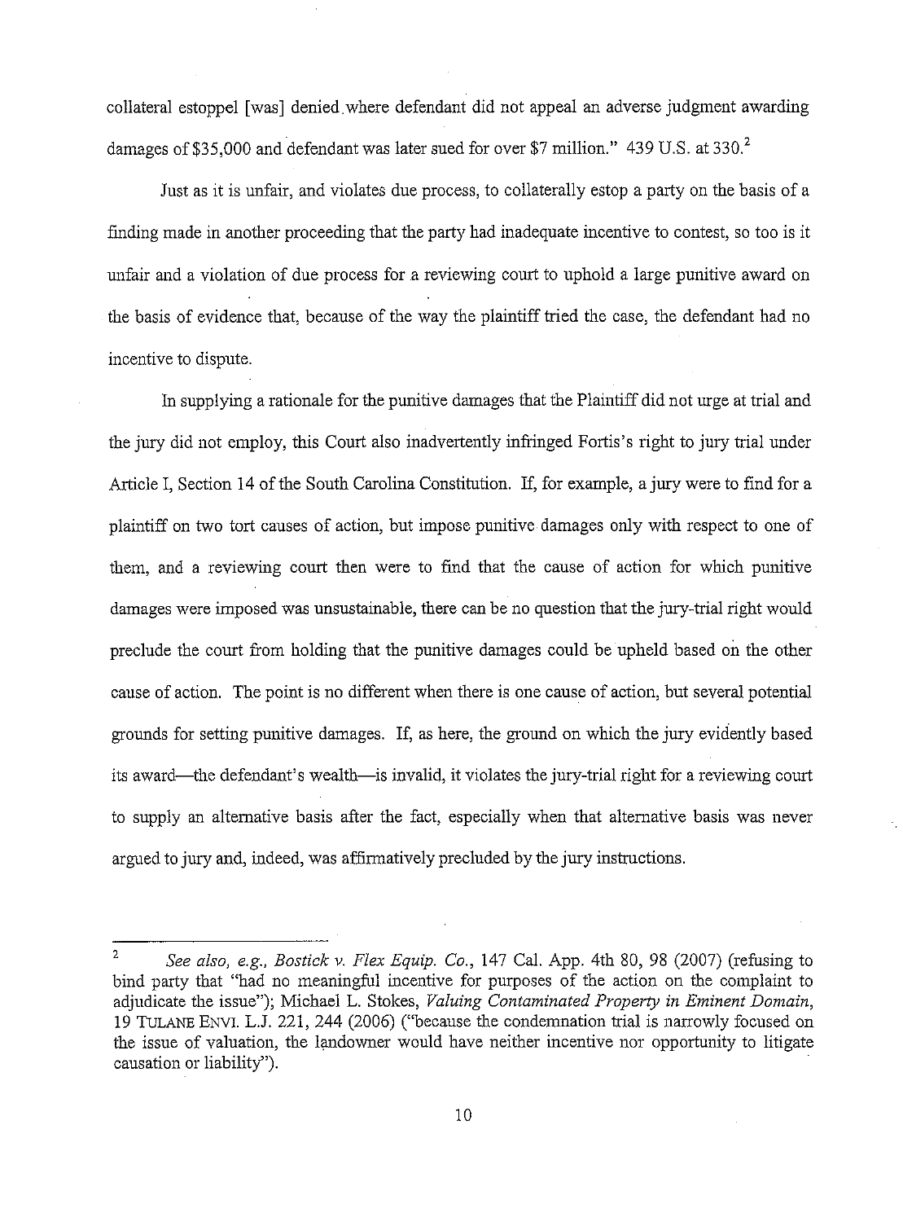collateral estoppel [was] denied where defendant did not appeal an adverse judgment awarding damages of $35,000 and defendant was later sued for over $7 million." 439 U.S. at 330.[2]

Just as it is unfair, and violates due process, to collaterally estop a party on the basis of a finding made in another proceeding that the party had inadequate incentive to contest, so too is it unfair and a violation of due process for a reviewing court to uphold a large punitive award on the basis of evidence that, because of the way the plaintiff tried the case, the defendant had no incentive to dispute.

In supplying a rationale for the punitive damages that the Plaintiff did not urge at trial and the jury did not employ, this Court also inadvertently infringed Fortis's right to jury trial under Article I, Section 14 of the South Carolina Constitution. If, for example, a jury were to find for a plaintiff on two tort causes of action, but impose punitive damages only with respect to one of them, and a reviewing court then were to find that the cause of action for which punitive damages were imposed was unsustainable, there can be no question that the jury-trial right would preclude the court from holding that the punitive damages could be upheld based on the other cause of action. The point is no different when there is one cause of action, but several potential grounds for setting punitive damages. If, as here, the ground on which the jury evidently based its award—the defendant's wealth—is invalid, it violates the jury-trial right for a reviewing court to supply an alternative basis after the fact, especially when that alternative basis was never argued to jury and, indeed, was affirmatively precluded by the jury instructions.

---

[2] *See also, e.g., Bostick v. Flex Equip. Co.*, 147 Cal. App. 4th 80, 98 (2007) (refusing to bind party that "had no meaningful incentive for purposes of the action on the complaint to adjudicate the issue"); Michael L. Stokes, *Valuing Contaminated Property in Eminent Domain*, 19 TULANE ENVL. L.J. 221, 244 (2006) ("because the condemnation trial is narrowly focused on the issue of valuation, the landowner would have neither incentive nor opportunity to litigate causation or liability").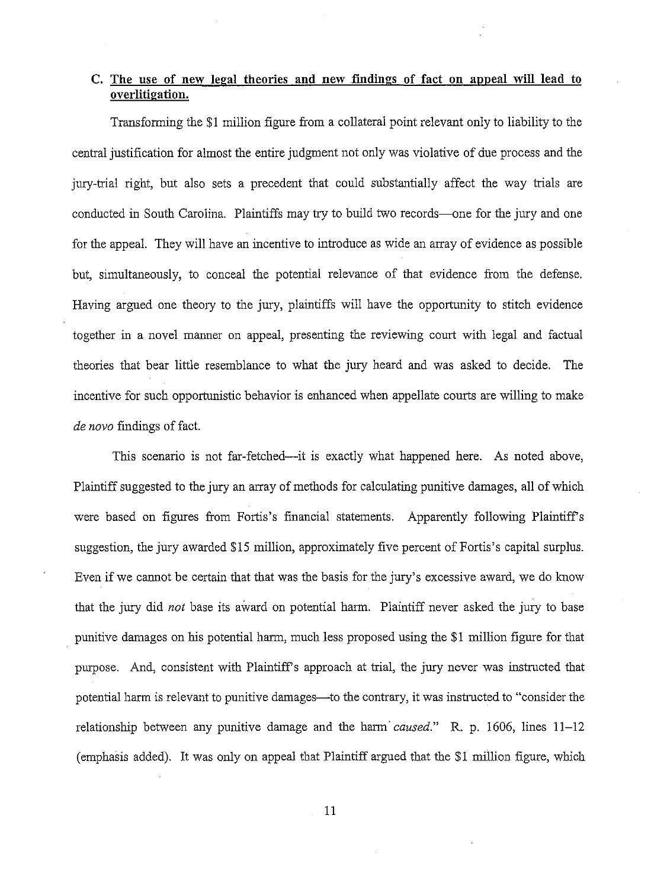### C. **<u>The use of new legal theories and new findings of fact on appeal will lead to overlitigation.</u>**

Transforming the $1 million figure from a collateral point relevant only to liability to the central justification for almost the entire judgment not only was violative of due process and the jury-trial right, but also sets a precedent that could substantially affect the way trials are conducted in South Carolina. Plaintiffs may try to build two records—one for the jury and one for the appeal. They will have an incentive to introduce as wide an array of evidence as possible but, simultaneously, to conceal the potential relevance of that evidence from the defense. Having argued one theory to the jury, plaintiffs will have the opportunity to stitch evidence together in a novel manner on appeal, presenting the reviewing court with legal and factual theories that bear little resemblance to what the jury heard and was asked to decide. The incentive for such opportunistic behavior is enhanced when appellate courts are willing to make *de novo* findings of fact.

This scenario is not far-fetched—it is exactly what happened here. As noted above, Plaintiff suggested to the jury an array of methods for calculating punitive damages, all of which were based on figures from Fortis's financial statements. Apparently following Plaintiff's suggestion, the jury awarded $15 million, approximately five percent of Fortis's capital surplus. Even if we cannot be certain that that was the basis for the jury's excessive award, we do know that the jury did *not* base its award on potential harm. Plaintiff never asked the jury to base punitive damages on his potential harm, much less proposed using the $1 million figure for that purpose. And, consistent with Plaintiff's approach at trial, the jury never was instructed that potential harm is relevant to punitive damages—to the contrary, it was instructed to "consider the relationship between any punitive damage and the harm *caused*." R. p. 1606, lines 11–12 (emphasis added). It was only on appeal that Plaintiff argued that the $1 million figure, which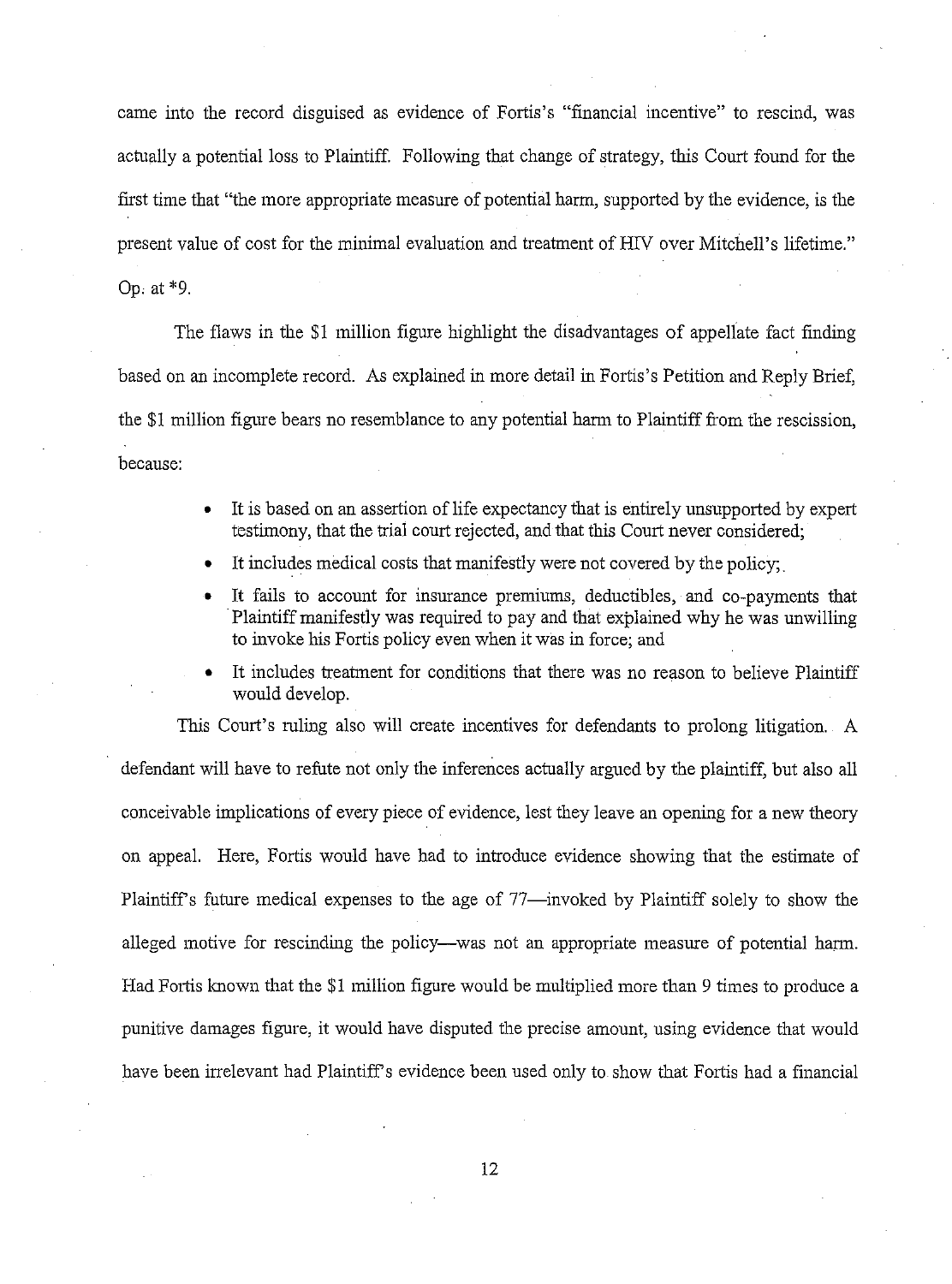came into the record disguised as evidence of Fortis's "financial incentive" to rescind, was actually a potential loss to Plaintiff. Following that change of strategy, this Court found for the first time that "the more appropriate measure of potential harm, supported by the evidence, is the present value of cost for the minimal evaluation and treatment of HIV over Mitchell's lifetime." Op. at *9.

The flaws in the $1 million figure highlight the disadvantages of appellate fact finding based on an incomplete record. As explained in more detail in Fortis's Petition and Reply Brief, the $1 million figure bears no resemblance to any potential harm to Plaintiff from the rescission, because:

- It is based on an assertion of life expectancy that is entirely unsupported by expert testimony, that the trial court rejected, and that this Court never considered;
- It includes medical costs that manifestly were not covered by the policy;
- It fails to account for insurance premiums, deductibles, and co-payments that Plaintiff manifestly was required to pay and that explained why he was unwilling to invoke his Fortis policy even when it was in force; and
- It includes treatment for conditions that there was no reason to believe Plaintiff would develop.

This Court's ruling also will create incentives for defendants to prolong litigation. A defendant will have to refute not only the inferences actually argued by the plaintiff, but also all conceivable implications of every piece of evidence, lest they leave an opening for a new theory on appeal. Here, Fortis would have had to introduce evidence showing that the estimate of Plaintiff's future medical expenses to the age of 77—invoked by Plaintiff solely to show the alleged motive for rescinding the policy—was not an appropriate measure of potential harm. Had Fortis known that the $1 million figure would be multiplied more than 9 times to produce a punitive damages figure, it would have disputed the precise amount, using evidence that would have been irrelevant had Plaintiff's evidence been used only to show that Fortis had a financial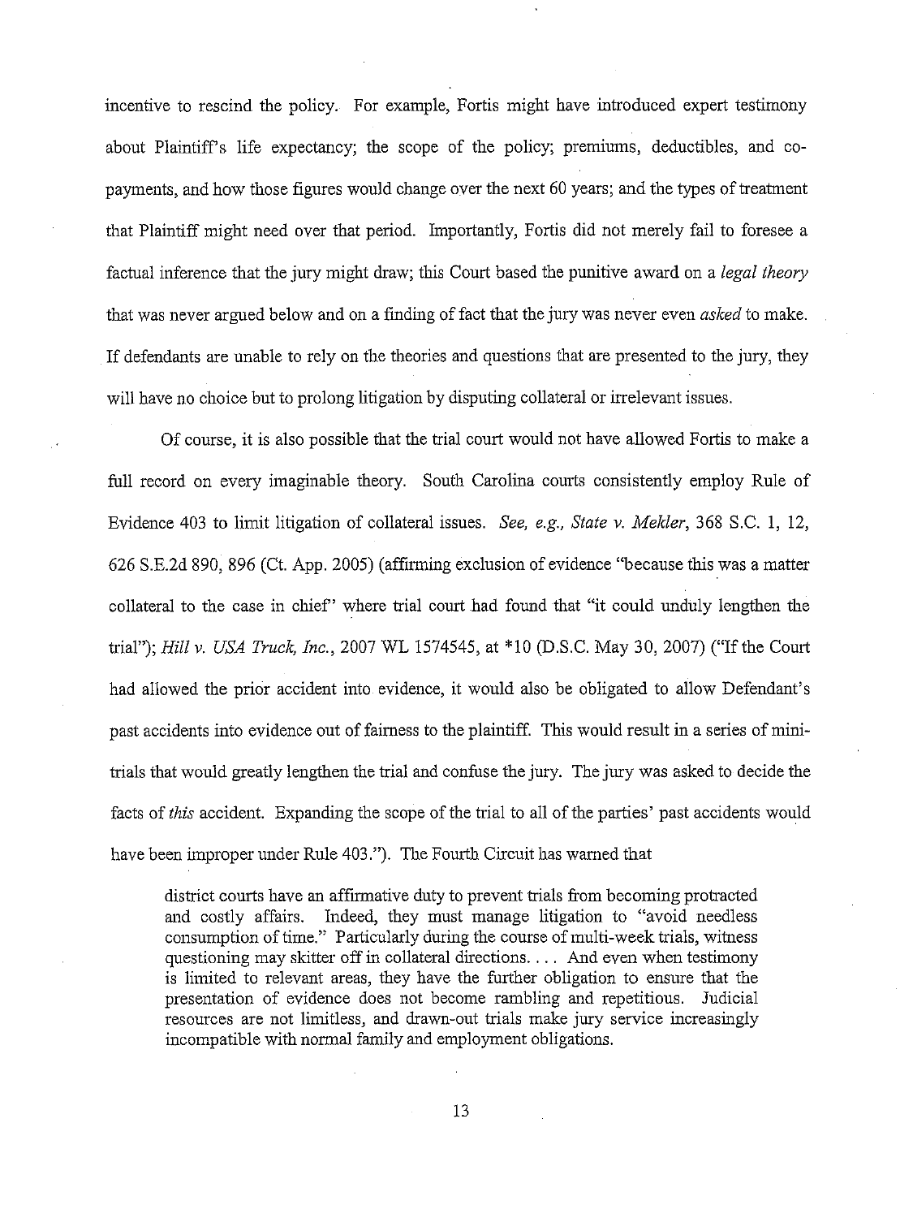incentive to rescind the policy. For example, Fortis might have introduced expert testimony about Plaintiff's life expectancy; the scope of the policy; premiums, deductibles, and co-payments, and how those figures would change over the next 60 years; and the types of treatment that Plaintiff might need over that period. Importantly, Fortis did not merely fail to foresee a factual inference that the jury might draw; this Court based the punitive award on a *legal theory* that was never argued below and on a finding of fact that the jury was never even *asked* to make. If defendants are unable to rely on the theories and questions that are presented to the jury, they will have no choice but to prolong litigation by disputing collateral or irrelevant issues.

Of course, it is also possible that the trial court would not have allowed Fortis to make a full record on every imaginable theory. South Carolina courts consistently employ Rule of Evidence 403 to limit litigation of collateral issues. *See, e.g., State v. Mekler*, 368 S.C. 1, 12, 626 S.E.2d 890, 896 (Ct. App. 2005) (affirming exclusion of evidence "because this was a matter collateral to the case in chief" where trial court had found that "it could unduly lengthen the trial"); *Hill v. USA Truck, Inc.*, 2007 WL 1574545, at *10 (D.S.C. May 30, 2007) ("If the Court had allowed the prior accident into evidence, it would also be obligated to allow Defendant's past accidents into evidence out of fairness to the plaintiff. This would result in a series of mini-trials that would greatly lengthen the trial and confuse the jury. The jury was asked to decide the facts of *this* accident. Expanding the scope of the trial to all of the parties' past accidents would have been improper under Rule 403."). The Fourth Circuit has warned that

> district courts have an affirmative duty to prevent trials from becoming protracted and costly affairs. Indeed, they must manage litigation to "avoid needless consumption of time." Particularly during the course of multi-week trials, witness questioning may skitter off in collateral directions. . . . And even when testimony is limited to relevant areas, they have the further obligation to ensure that the presentation of evidence does not become rambling and repetitious. Judicial resources are not limitless, and drawn-out trials make jury service increasingly incompatible with normal family and employment obligations.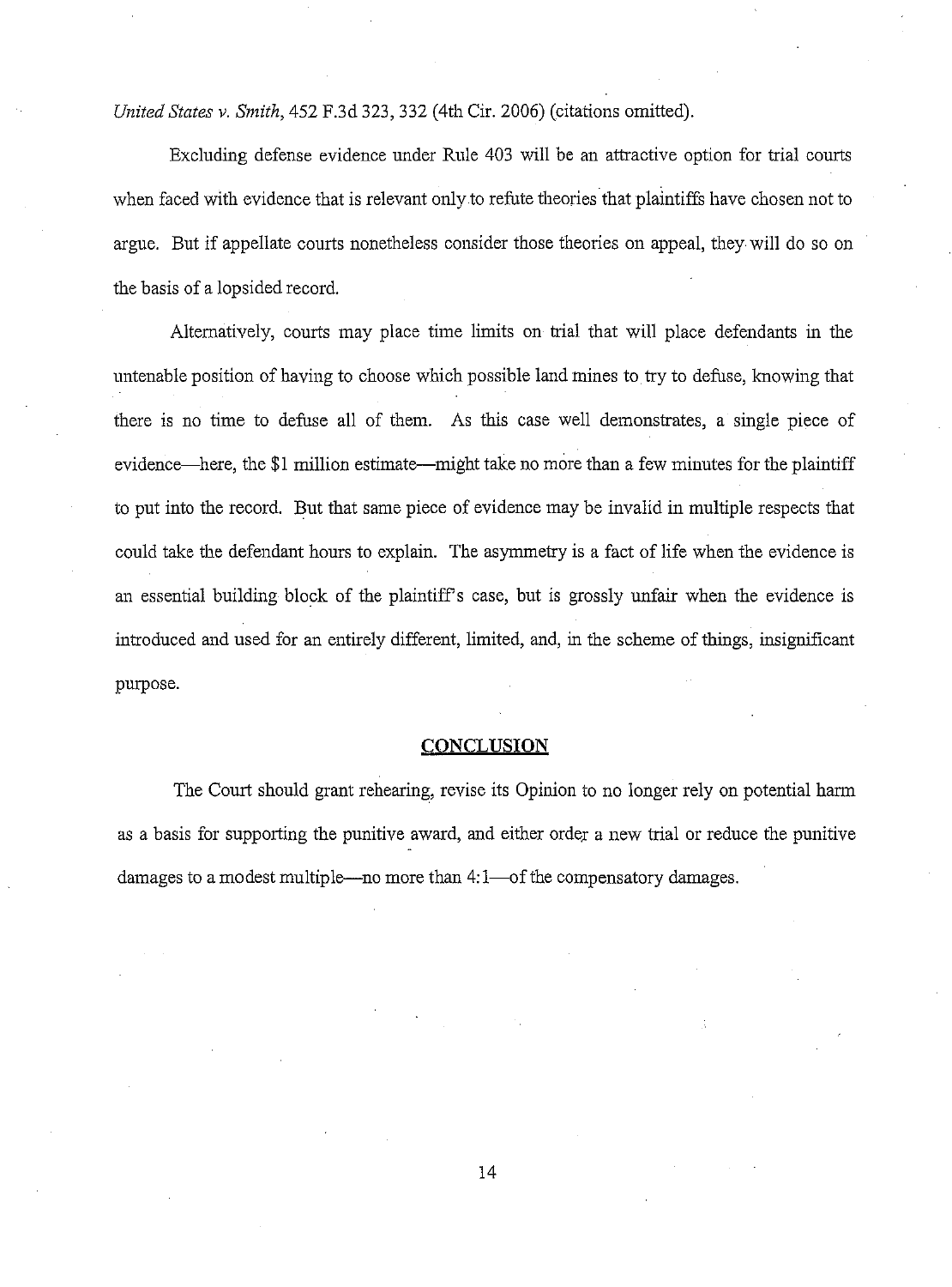*United States v. Smith*, 452 F.3d 323, 332 (4th Cir. 2006) (citations omitted).

Excluding defense evidence under Rule 403 will be an attractive option for trial courts when faced with evidence that is relevant only to refute theories that plaintiffs have chosen not to argue. But if appellate courts nonetheless consider those theories on appeal, they will do so on the basis of a lopsided record.

Alternatively, courts may place time limits on trial that will place defendants in the untenable position of having to choose which possible land mines to try to defuse, knowing that there is no time to defuse all of them. As this case well demonstrates, a single piece of evidence—here, the $1 million estimate—might take no more than a few minutes for the plaintiff to put into the record. But that same piece of evidence may be invalid in multiple respects that could take the defendant hours to explain. The asymmetry is a fact of life when the evidence is an essential building block of the plaintiff's case, but is grossly unfair when the evidence is introduced and used for an entirely different, limited, and, in the scheme of things, insignificant purpose.

## CONCLUSION

The Court should grant rehearing, revise its Opinion to no longer rely on potential harm as a basis for supporting the punitive award, and either order a new trial or reduce the punitive damages to a modest multiple—no more than 4:1—of the compensatory damages.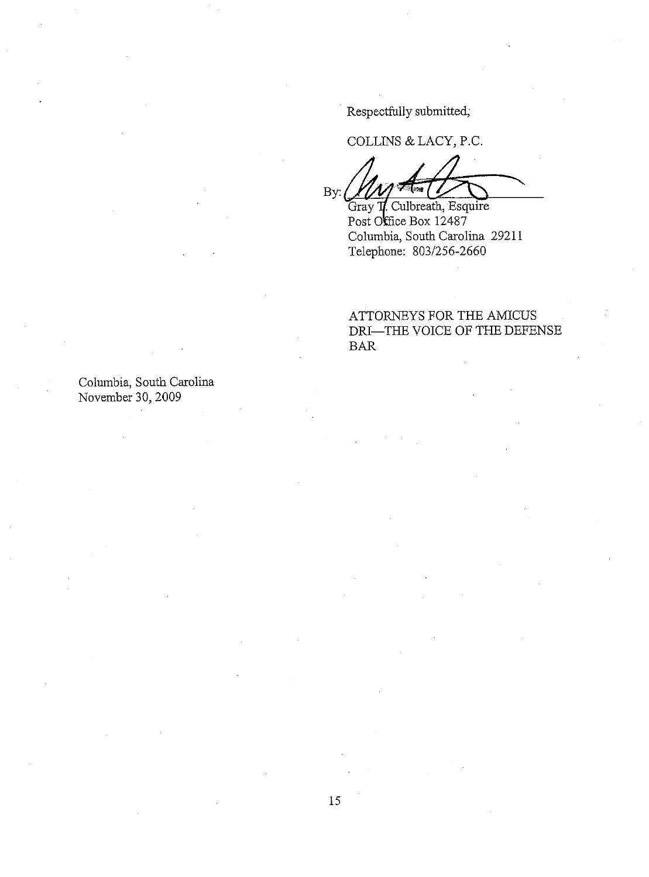Respectfully submitted,

COLLINS & LACY, P.C.

By: ______________________

Gray T. Culbreath, Esquire
Post Office Box 12487
Columbia, South Carolina 29211
Telephone: 803/256-2660

ATTORNEYS FOR THE AMICUS
DRI—THE VOICE OF THE DEFENSE
BAR

Columbia, South Carolina
November 30, 2009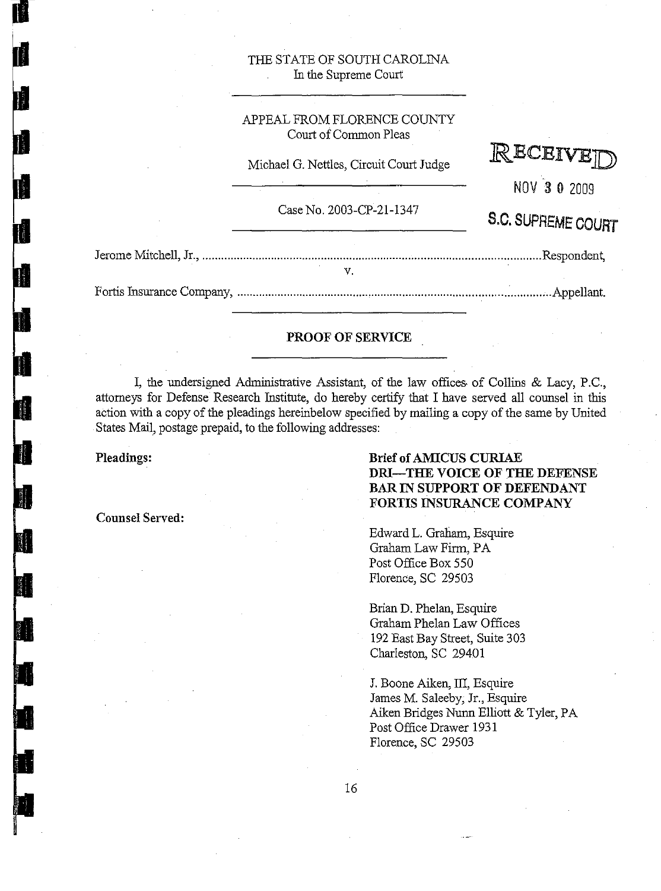THE STATE OF SOUTH CAROLINA
In the Supreme Court

---

APPEAL FROM FLORENCE COUNTY
Court of Common Pleas

Michael G. Nettles, Circuit Court Judge

RECEIVED
NOV 30 2009
S.C. SUPREME COURT

---

Case No. 2003-CP-21-1347

---

Jerome Mitchell, Jr., ........................................................................................................Respondent,

v.

Fortis Insurance Company, ..............................................................................................Appellant.

---

## PROOF OF SERVICE

---

I, the undersigned Administrative Assistant, of the law offices of Collins & Lacy, P.C., attorneys for Defense Research Institute, do hereby certify that I have served all counsel in this action with a copy of the pleadings hereinbelow specified by mailing a copy of the same by United States Mail, postage prepaid, to the following addresses:

**Pleadings:** **Brief of AMICUS CURIAE DRI—THE VOICE OF THE DEFENSE BAR IN SUPPORT OF DEFENDANT FORTIS INSURANCE COMPANY**

**Counsel Served:**

Edward L. Graham, Esquire
Graham Law Firm, PA
Post Office Box 550
Florence, SC 29503

Brian D. Phelan, Esquire
Graham Phelan Law Offices
192 East Bay Street, Suite 303
Charleston, SC 29401

J. Boone Aiken, III, Esquire
James M. Saleeby, Jr., Esquire
Aiken Bridges Nunn Elliott & Tyler, PA
Post Office Drawer 1931
Florence, SC 29503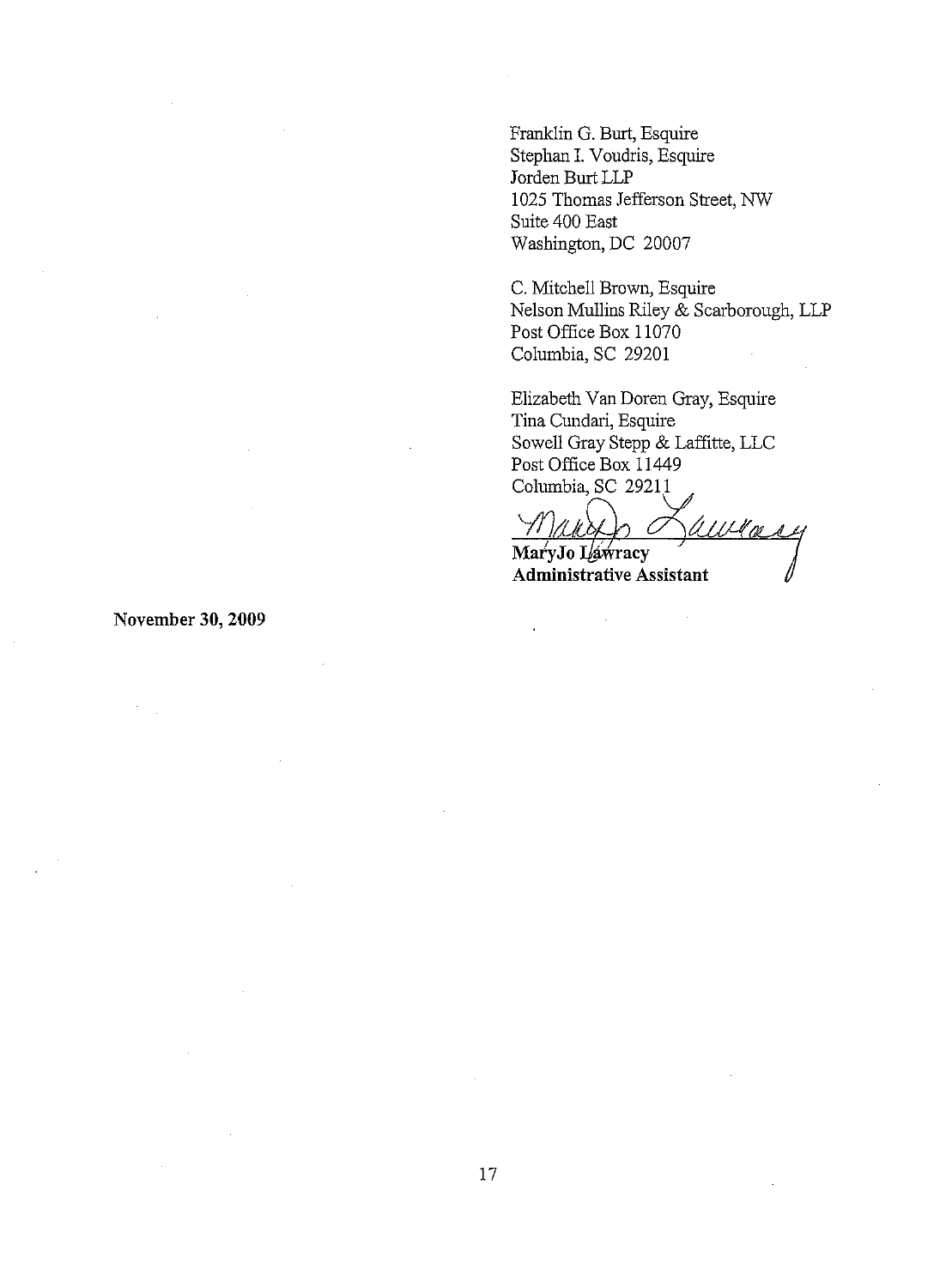Franklin G. Burt, Esquire
Stephan I. Voudris, Esquire
Jorden Burt LLP
1025 Thomas Jefferson Street, NW
Suite 400 East
Washington, DC 20007

C. Mitchell Brown, Esquire
Nelson Mullins Riley & Scarborough, LLP
Post Office Box 11070
Columbia, SC 29201

Elizabeth Van Doren Gray, Esquire
Tina Cundari, Esquire
Sowell Gray Stepp & Laffitte, LLC
Post Office Box 11449
Columbia, SC 29211

**MaryJo Lawracy**
**Administrative Assistant**

**November 30, 2009**